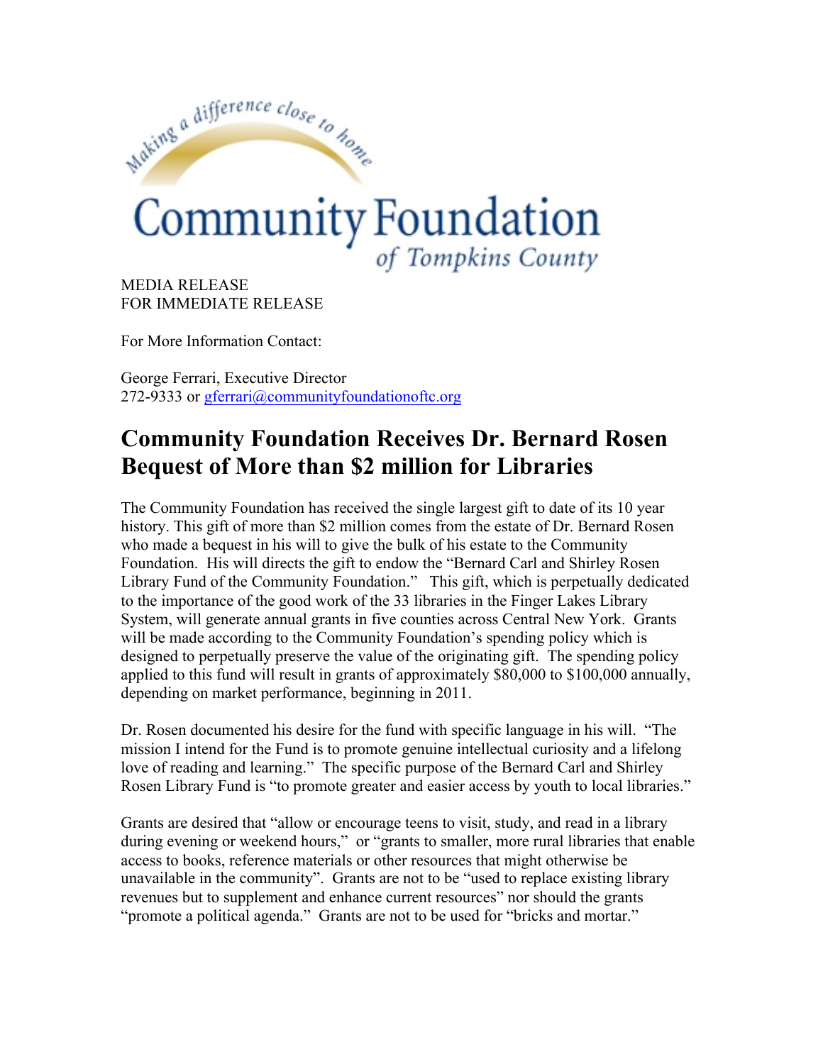Making a difference close to home

Community Foundation *of Tompkins County*

MEDIA RELEASE
FOR IMMEDIATE RELEASE

For More Information Contact:

George Ferrari, Executive Director
272-9333 or gferrari@communityfoundationoftc.org

# Community Foundation Receives Dr. Bernard Rosen Bequest of More than $2 million for Libraries

The Community Foundation has received the single largest gift to date of its 10 year history. This gift of more than $2 million comes from the estate of Dr. Bernard Rosen who made a bequest in his will to give the bulk of his estate to the Community Foundation. His will directs the gift to endow the "Bernard Carl and Shirley Rosen Library Fund of the Community Foundation." This gift, which is perpetually dedicated to the importance of the good work of the 33 libraries in the Finger Lakes Library System, will generate annual grants in five counties across Central New York. Grants will be made according to the Community Foundation's spending policy which is designed to perpetually preserve the value of the originating gift. The spending policy applied to this fund will result in grants of approximately $80,000 to $100,000 annually, depending on market performance, beginning in 2011.

Dr. Rosen documented his desire for the fund with specific language in his will. "The mission I intend for the Fund is to promote genuine intellectual curiosity and a lifelong love of reading and learning." The specific purpose of the Bernard Carl and Shirley Rosen Library Fund is "to promote greater and easier access by youth to local libraries."

Grants are desired that "allow or encourage teens to visit, study, and read in a library during evening or weekend hours," or "grants to smaller, more rural libraries that enable access to books, reference materials or other resources that might otherwise be unavailable in the community". Grants are not to be "used to replace existing library revenues but to supplement and enhance current resources" nor should the grants "promote a political agenda." Grants are not to be used for "bricks and mortar."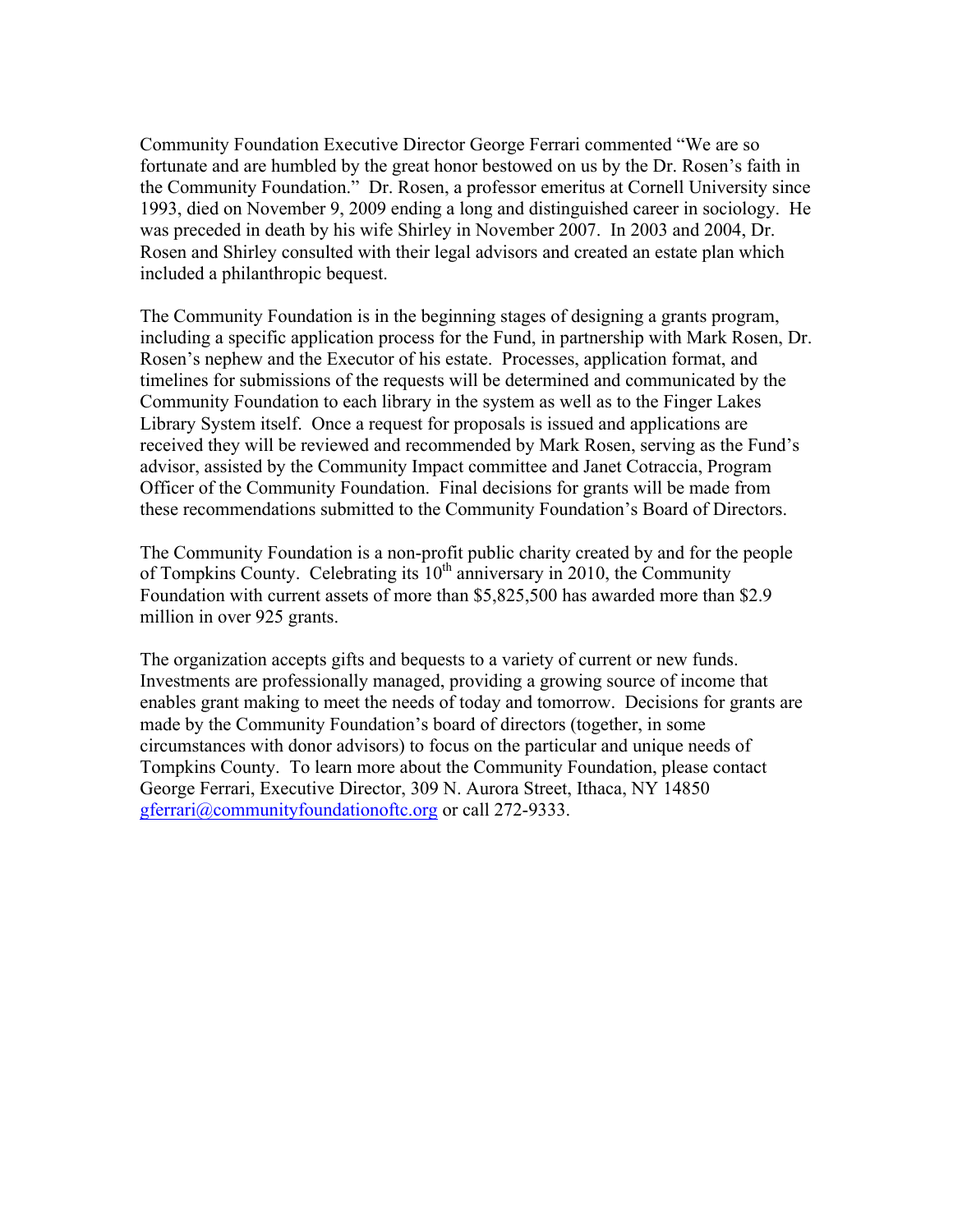Community Foundation Executive Director George Ferrari commented "We are so fortunate and are humbled by the great honor bestowed on us by the Dr. Rosen's faith in the Community Foundation." Dr. Rosen, a professor emeritus at Cornell University since 1993, died on November 9, 2009 ending a long and distinguished career in sociology. He was preceded in death by his wife Shirley in November 2007. In 2003 and 2004, Dr. Rosen and Shirley consulted with their legal advisors and created an estate plan which included a philanthropic bequest.

The Community Foundation is in the beginning stages of designing a grants program, including a specific application process for the Fund, in partnership with Mark Rosen, Dr. Rosen's nephew and the Executor of his estate. Processes, application format, and timelines for submissions of the requests will be determined and communicated by the Community Foundation to each library in the system as well as to the Finger Lakes Library System itself. Once a request for proposals is issued and applications are received they will be reviewed and recommended by Mark Rosen, serving as the Fund's advisor, assisted by the Community Impact committee and Janet Cotraccia, Program Officer of the Community Foundation. Final decisions for grants will be made from these recommendations submitted to the Community Foundation's Board of Directors.

The Community Foundation is a non-profit public charity created by and for the people of Tompkins County. Celebrating its 10th anniversary in 2010, the Community Foundation with current assets of more than $5,825,500 has awarded more than $2.9 million in over 925 grants.

The organization accepts gifts and bequests to a variety of current or new funds. Investments are professionally managed, providing a growing source of income that enables grant making to meet the needs of today and tomorrow. Decisions for grants are made by the Community Foundation's board of directors (together, in some circumstances with donor advisors) to focus on the particular and unique needs of Tompkins County. To learn more about the Community Foundation, please contact George Ferrari, Executive Director, 309 N. Aurora Street, Ithaca, NY 14850 gferrari@communityfoundationoftc.org or call 272-9333.